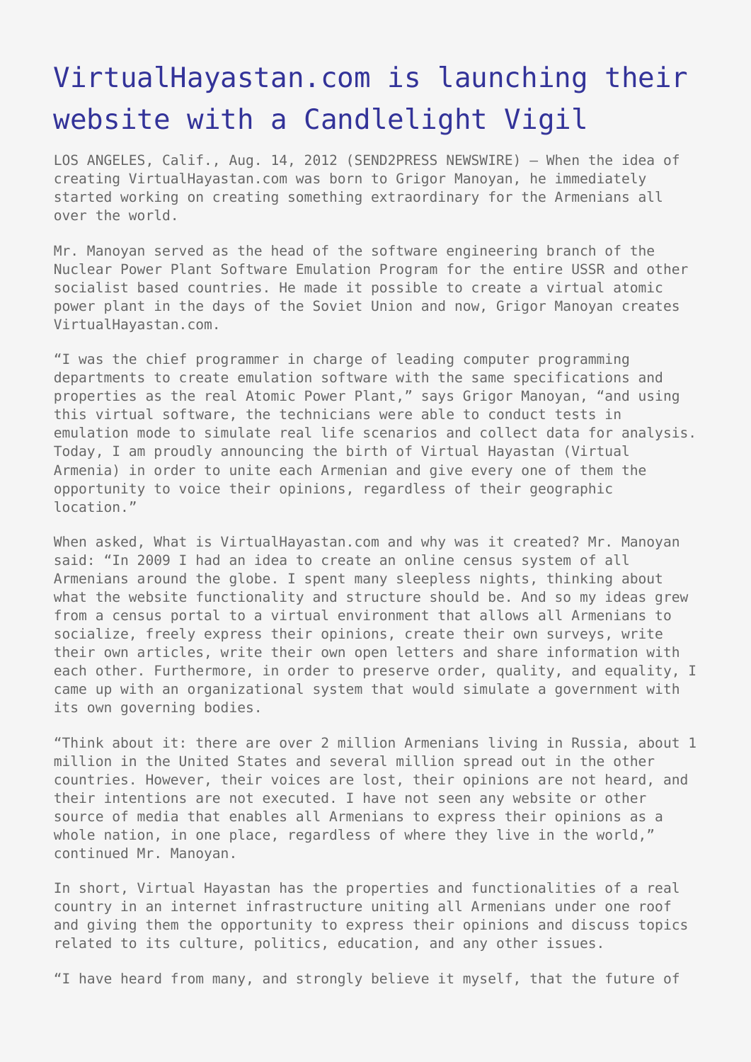# VirtualHayastan.com is launching their website with a Candlelight Vigil

LOS ANGELES, Calif., Aug. 14, 2012 (SEND2PRESS NEWSWIRE) — When the idea of creating VirtualHayastan.com was born to Grigor Manoyan, he immediately started working on creating something extraordinary for the Armenians all over the world.

Mr. Manoyan served as the head of the software engineering branch of the Nuclear Power Plant Software Emulation Program for the entire USSR and other socialist based countries. He made it possible to create a virtual atomic power plant in the days of the Soviet Union and now, Grigor Manoyan creates VirtualHayastan.com.

"I was the chief programmer in charge of leading computer programming departments to create emulation software with the same specifications and properties as the real Atomic Power Plant," says Grigor Manoyan, "and using this virtual software, the technicians were able to conduct tests in emulation mode to simulate real life scenarios and collect data for analysis. Today, I am proudly announcing the birth of Virtual Hayastan (Virtual Armenia) in order to unite each Armenian and give every one of them the opportunity to voice their opinions, regardless of their geographic location."

When asked, What is VirtualHayastan.com and why was it created? Mr. Manoyan said: "In 2009 I had an idea to create an online census system of all Armenians around the globe. I spent many sleepless nights, thinking about what the website functionality and structure should be. And so my ideas grew from a census portal to a virtual environment that allows all Armenians to socialize, freely express their opinions, create their own surveys, write their own articles, write their own open letters and share information with each other. Furthermore, in order to preserve order, quality, and equality, I came up with an organizational system that would simulate a government with its own governing bodies.

"Think about it: there are over 2 million Armenians living in Russia, about 1 million in the United States and several million spread out in the other countries. However, their voices are lost, their opinions are not heard, and their intentions are not executed. I have not seen any website or other source of media that enables all Armenians to express their opinions as a whole nation, in one place, regardless of where they live in the world," continued Mr. Manoyan.

In short, Virtual Hayastan has the properties and functionalities of a real country in an internet infrastructure uniting all Armenians under one roof and giving them the opportunity to express their opinions and discuss topics related to its culture, politics, education, and any other issues.

"I have heard from many, and strongly believe it myself, that the future of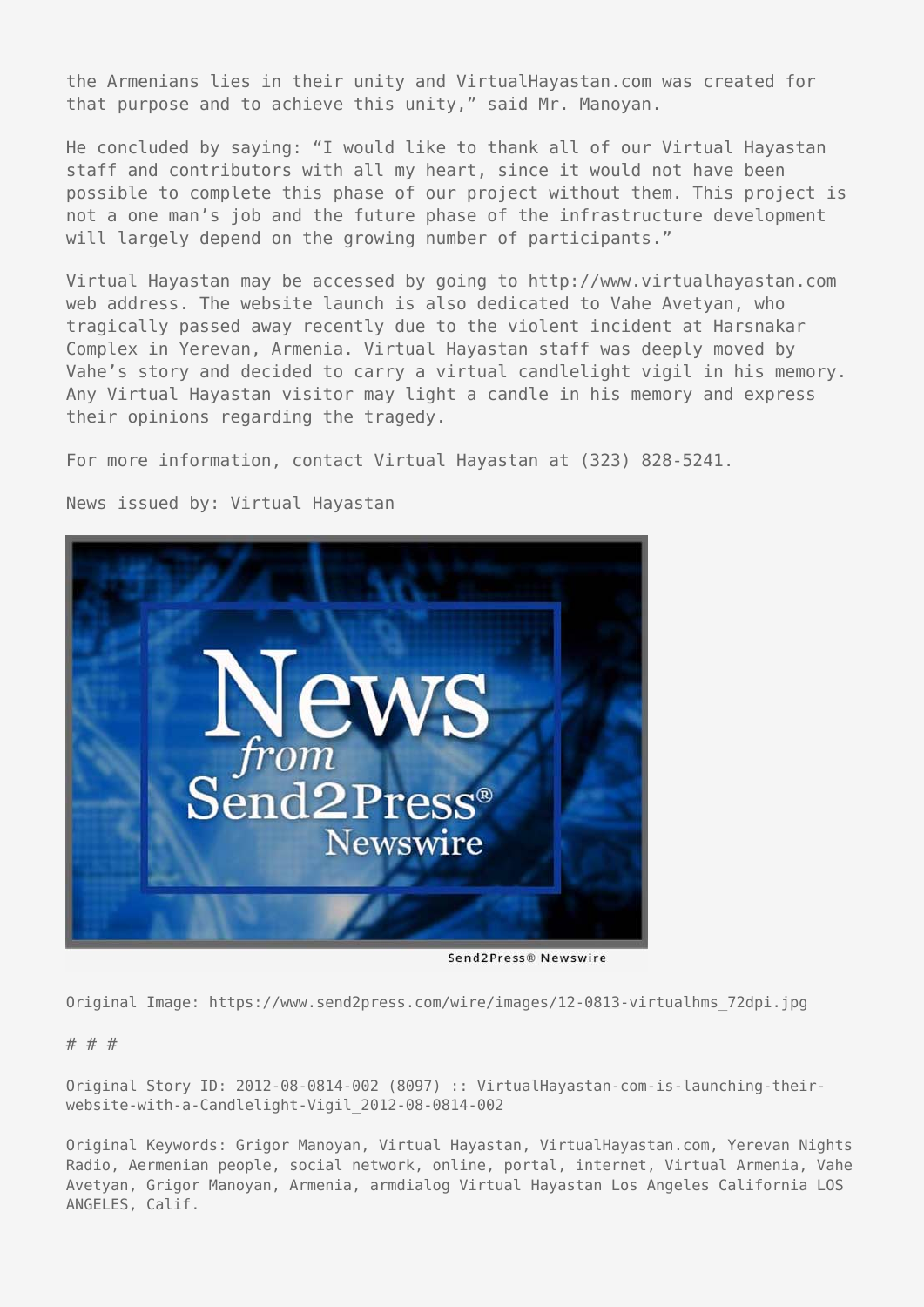the Armenians lies in their unity and VirtualHayastan.com was created for that purpose and to achieve this unity," said Mr. Manoyan.

He concluded by saying: "I would like to thank all of our Virtual Hayastan staff and contributors with all my heart, since it would not have been possible to complete this phase of our project without them. This project is not a one man's job and the future phase of the infrastructure development will largely depend on the growing number of participants."

Virtual Hayastan may be accessed by going to http://www.virtualhayastan.com web address. The website launch is also dedicated to Vahe Avetyan, who tragically passed away recently due to the violent incident at Harsnakar Complex in Yerevan, Armenia. Virtual Hayastan staff was deeply moved by Vahe's story and decided to carry a virtual candlelight vigil in his memory. Any Virtual Hayastan visitor may light a candle in his memory and express their opinions regarding the tragedy.

For more information, contact Virtual Hayastan at (323) 828-5241.

News issued by: Virtual Hayastan

Send2Press® Newswire

Original Image: https://www.send2press.com/wire/images/12-0813-virtualhms_72dpi.jpg

# # #

Original Story ID: 2012-08-0814-002 (8097) :: VirtualHayastan-com-is-launching-their-website-with-a-Candlelight-Vigil_2012-08-0814-002

Original Keywords: Grigor Manoyan, Virtual Hayastan, VirtualHayastan.com, Yerevan Nights Radio, Aermenian people, social network, online, portal, internet, Virtual Armenia, Vahe Avetyan, Grigor Manoyan, Armenia, armdialog Virtual Hayastan Los Angeles California LOS ANGELES, Calif.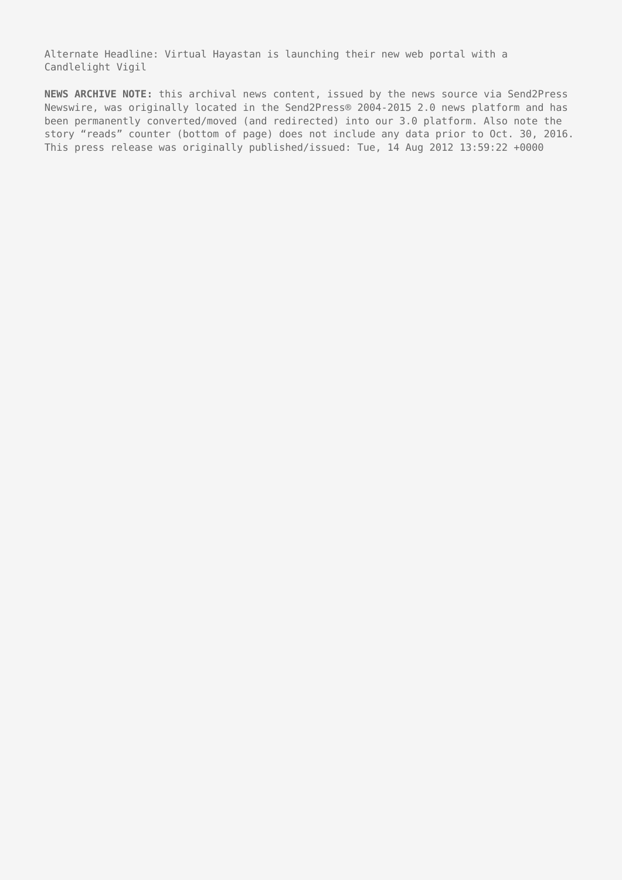Alternate Headline: Virtual Hayastan is launching their new web portal with a Candlelight Vigil

**NEWS ARCHIVE NOTE:** this archival news content, issued by the news source via Send2Press Newswire, was originally located in the Send2Press® 2004-2015 2.0 news platform and has been permanently converted/moved (and redirected) into our 3.0 platform. Also note the story "reads" counter (bottom of page) does not include any data prior to Oct. 30, 2016. This press release was originally published/issued: Tue, 14 Aug 2012 13:59:22 +0000